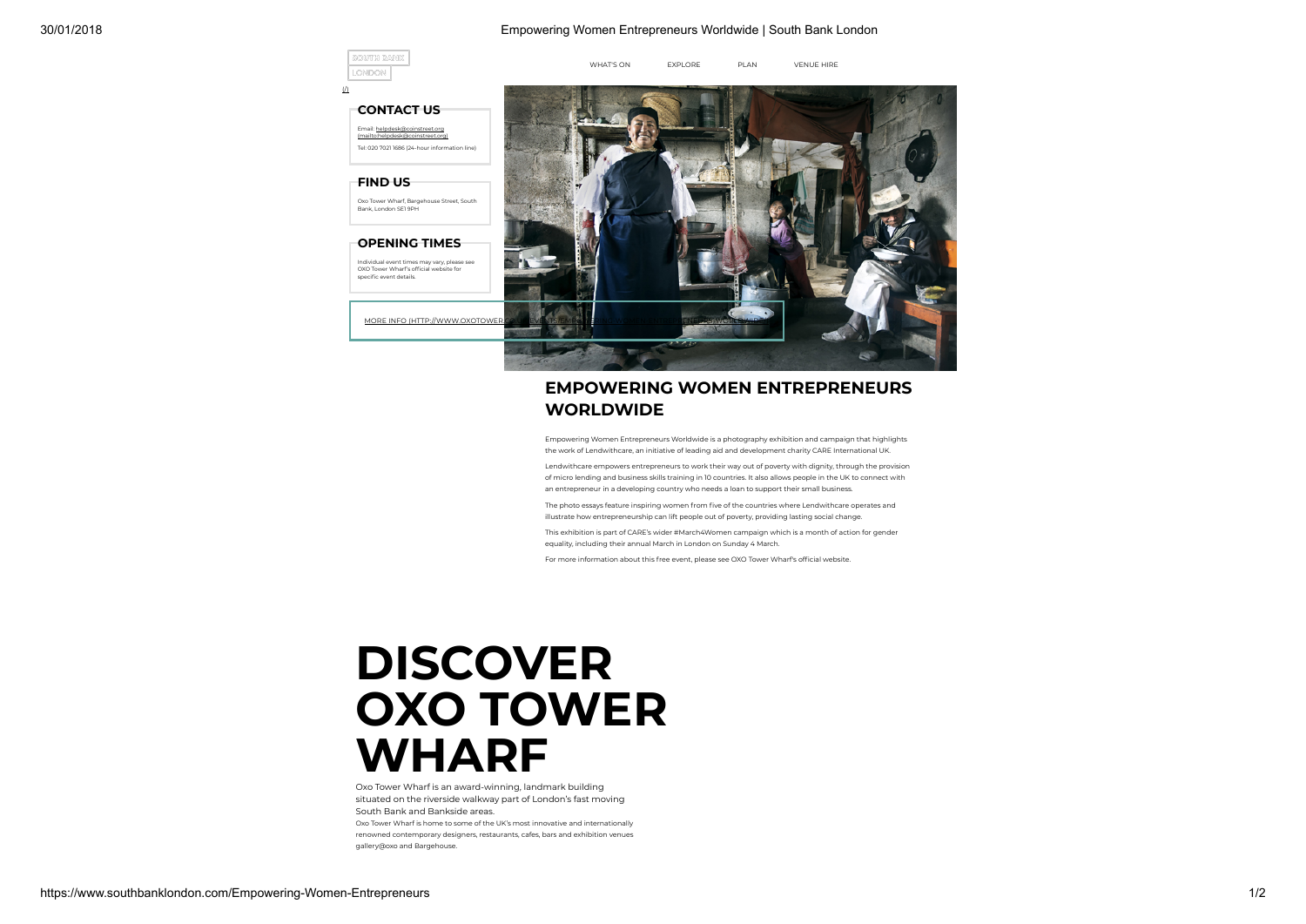SOUTH BANK LONDON

WHAT'S ON EXPLORE PLAN VENUE HIRE

## CONTACT US

Email: helpdesk@coinstreet.org (mailto:helpdesk@coinstreet.org)

Tel: 020 7021 1686 (24-hour information line)

## FIND US

Oxo Tower Wharf, Bargehouse Street, South Bank, London SE1 9PH

## OPENING TIMES

Individual event times may vary, please see OXO Tower Wharf's official website for specific event details.

MORE INFO (HTTP://WWW.OXOTOWER...)

# EMPOWERING WOMEN ENTREPRENEURS WORLDWIDE

Empowering Women Entrepreneurs Worldwide is a photography exhibition and campaign that highlights the work of Lendwithcare, an initiative of leading aid and development charity CARE International UK.

Lendwithcare empowers entrepreneurs to work their way out of poverty with dignity, through the provision of micro lending and business skills training in 10 countries. It also allows people in the UK to connect with an entrepreneur in a developing country who needs a loan to support their small business.

The photo essays feature inspiring women from five of the countries where Lendwithcare operates and illustrate how entrepreneurship can lift people out of poverty, providing lasting social change.

This exhibition is part of CARE's wider #March4Women campaign which is a month of action for gender equality, including their annual March in London on Sunday 4 March.

For more information about this free event, please see OXO Tower Wharf's official website.

# DISCOVER OXO TOWER WHARF

Oxo Tower Wharf is an award-winning, landmark building situated on the riverside walkway part of London's fast moving South Bank and Bankside areas.

Oxo Tower Wharf is home to some of the UK's most innovative and internationally renowned contemporary designers, restaurants, cafes, bars and exhibition venues gallery@oxo and Bargehouse.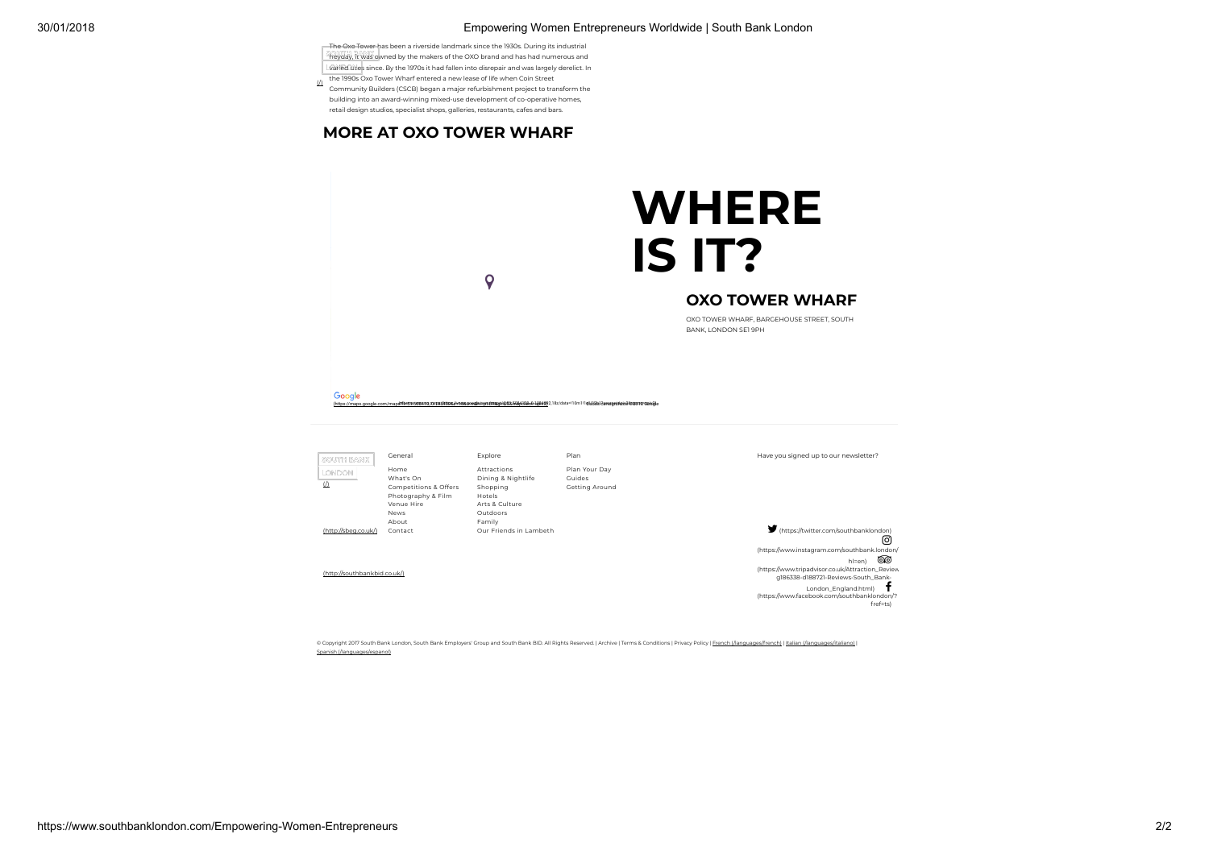The Oxo Tower has been a riverside landmark since the 1930s. During its industrial heyday, it was owned by the makers of the OXO brand and has had numerous and varied uses since. By the 1970s it had fallen into disrepair and was largely derelict. In the 1990s Oxo Tower Wharf entered a new lease of life when Coin Street Community Builders (CSCB) began a major refurbishment project to transform the building into an award-winning mixed-use development of co-operative homes, retail design studios, specialist shops, galleries, restaurants, cafes and bars.

## MORE AT OXO TOWER WHARF

# WHERE IS IT?

### OXO TOWER WHARF

OXO TOWER WHARF, BARGEHOUSE STREET, SOUTH BANK, LONDON SE1 9PH

SOUTH BANK LONDON (/)

(http://sbeg.co.uk/)

(http://southbankbid.co.uk/)

General

- Home
- What's On
- Competitions & Offers
- Photography & Film
- Venue Hire
- News
- About
- Contact

Explore

- Attractions
- Dining & Nightlife
- Shopping
- Hotels
- Arts & Culture
- Outdoors
- Family
- Our Friends in Lambeth

Plan

- Plan Your Day
- Guides
- Getting Around

Have you signed up to our newsletter?

(https://twitter.com/southbanklondon)

(https://www.instagram.com/southbank.london/?hl=en)

(https://www.tripadvisor.co.uk/Attraction_Review-g186338-d188721-Reviews-South_Bank-London_England.html)

(https://www.facebook.com/southbanklondon/?fref=ts)

© Copyright 2017 South Bank London, South Bank Employers' Group and South Bank BID. All Rights Reserved. | Archive | Terms & Conditions | Privacy Policy | French (/languages/french) | Italian (/languages/italiano) | Spanish (/languages/espanol)